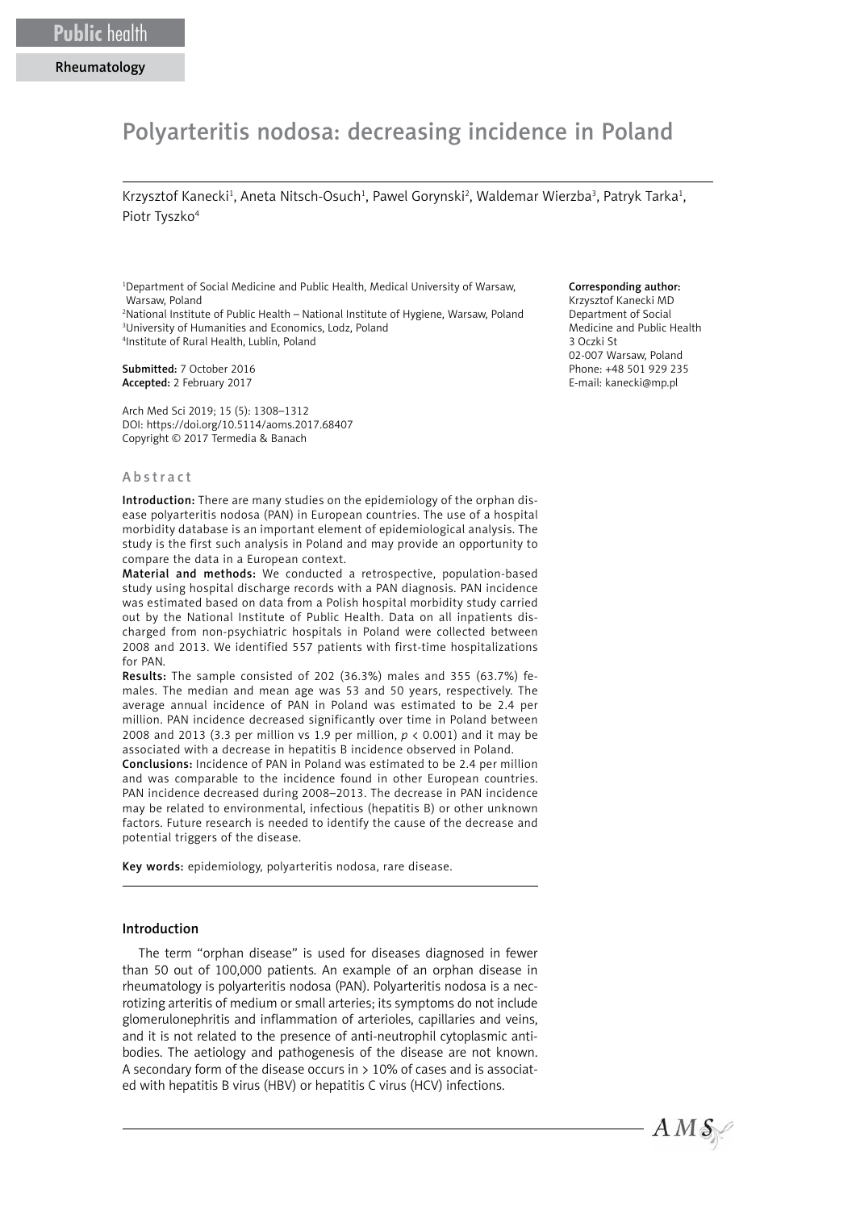Public health

Rheumatology

# Polyarteritis nodosa: decreasing incidence in Poland

Krzysztof Kanecki[1], Aneta Nitsch-Osuch[1], Pawel Gorynski[2], Waldemar Wierzba[3], Patryk Tarka[1], Piotr Tyszko[4]

[1]Department of Social Medicine and Public Health, Medical University of Warsaw, Warsaw, Poland
[2]National Institute of Public Health – National Institute of Hygiene, Warsaw, Poland
[3]University of Humanities and Economics, Lodz, Poland
[4]Institute of Rural Health, Lublin, Poland

**Submitted:** 7 October 2016
**Accepted:** 2 February 2017

Arch Med Sci 2019; 15 (5): 1308–1312
DOI: https://doi.org/10.5114/aoms.2017.68407
Copyright © 2017 Termedia & Banach

**Corresponding author:**
Krzysztof Kanecki MD
Department of Social Medicine and Public Health
3 Oczki St
02-007 Warsaw, Poland
Phone: +48 501 929 235
E-mail: kanecki@mp.pl

## Abstract

**Introduction:** There are many studies on the epidemiology of the orphan disease polyarteritis nodosa (PAN) in European countries. The use of a hospital morbidity database is an important element of epidemiological analysis. The study is the first such analysis in Poland and may provide an opportunity to compare the data in a European context.

**Material and methods:** We conducted a retrospective, population-based study using hospital discharge records with a PAN diagnosis. PAN incidence was estimated based on data from a Polish hospital morbidity study carried out by the National Institute of Public Health. Data on all inpatients discharged from non-psychiatric hospitals in Poland were collected between 2008 and 2013. We identified 557 patients with first-time hospitalizations for PAN.

**Results:** The sample consisted of 202 (36.3%) males and 355 (63.7%) females. The median and mean age was 53 and 50 years, respectively. The average annual incidence of PAN in Poland was estimated to be 2.4 per million. PAN incidence decreased significantly over time in Poland between 2008 and 2013 (3.3 per million vs 1.9 per million, $p < 0.001$) and it may be associated with a decrease in hepatitis B incidence observed in Poland.

**Conclusions:** Incidence of PAN in Poland was estimated to be 2.4 per million and was comparable to the incidence found in other European countries. PAN incidence decreased during 2008–2013. The decrease in PAN incidence may be related to environmental, infectious (hepatitis B) or other unknown factors. Future research is needed to identify the cause of the decrease and potential triggers of the disease.

**Key words:** epidemiology, polyarteritis nodosa, rare disease.

## Introduction

The term "orphan disease" is used for diseases diagnosed in fewer than 50 out of 100,000 patients. An example of an orphan disease in rheumatology is polyarteritis nodosa (PAN). Polyarteritis nodosa is a necrotizing arteritis of medium or small arteries; its symptoms do not include glomerulonephritis and inflammation of arterioles, capillaries and veins, and it is not related to the presence of anti-neutrophil cytoplasmic antibodies. The aetiology and pathogenesis of the disease are not known. A secondary form of the disease occurs in > 10% of cases and is associated with hepatitis B virus (HBV) or hepatitis C virus (HCV) infections.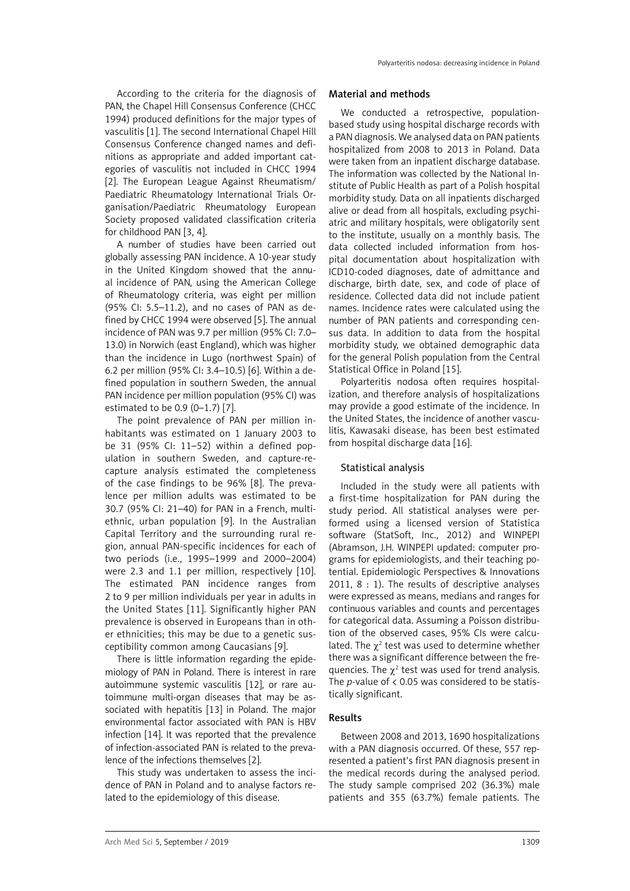According to the criteria for the diagnosis of PAN, the Chapel Hill Consensus Conference (CHCC 1994) produced definitions for the major types of vasculitis [1]. The second International Chapel Hill Consensus Conference changed names and definitions as appropriate and added important categories of vasculitis not included in CHCC 1994 [2]. The European League Against Rheumatism/ Paediatric Rheumatology International Trials Organisation/Paediatric Rheumatology European Society proposed validated classification criteria for childhood PAN [3, 4].

A number of studies have been carried out globally assessing PAN incidence. A 10-year study in the United Kingdom showed that the annual incidence of PAN, using the American College of Rheumatology criteria, was eight per million (95% CI: 5.5–11.2), and no cases of PAN as defined by CHCC 1994 were observed [5]. The annual incidence of PAN was 9.7 per million (95% CI: 7.0–13.0) in Norwich (east England), which was higher than the incidence in Lugo (northwest Spain) of 6.2 per million (95% CI: 3.4–10.5) [6]. Within a defined population in southern Sweden, the annual PAN incidence per million population (95% CI) was estimated to be 0.9 (0–1.7) [7].

The point prevalence of PAN per million inhabitants was estimated on 1 January 2003 to be 31 (95% CI: 11–52) within a defined population in southern Sweden, and capture-recapture analysis estimated the completeness of the case findings to be 96% [8]. The prevalence per million adults was estimated to be 30.7 (95% CI: 21–40) for PAN in a French, multiethnic, urban population [9]. In the Australian Capital Territory and the surrounding rural region, annual PAN-specific incidences for each of two periods (i.e., 1995–1999 and 2000–2004) were 2.3 and 1.1 per million, respectively [10]. The estimated PAN incidence ranges from 2 to 9 per million individuals per year in adults in the United States [11]. Significantly higher PAN prevalence is observed in Europeans than in other ethnicities; this may be due to a genetic susceptibility common among Caucasians [9].

There is little information regarding the epidemiology of PAN in Poland. There is interest in rare autoimmune systemic vasculitis [12], or rare autoimmune multi-organ diseases that may be associated with hepatitis [13] in Poland. The major environmental factor associated with PAN is HBV infection [14]. It was reported that the prevalence of infection-associated PAN is related to the prevalence of the infections themselves [2].

This study was undertaken to assess the incidence of PAN in Poland and to analyse factors related to the epidemiology of this disease.

## Material and methods

We conducted a retrospective, population-based study using hospital discharge records with a PAN diagnosis. We analysed data on PAN patients hospitalized from 2008 to 2013 in Poland. Data were taken from an inpatient discharge database. The information was collected by the National Institute of Public Health as part of a Polish hospital morbidity study. Data on all inpatients discharged alive or dead from all hospitals, excluding psychiatric and military hospitals, were obligatorily sent to the institute, usually on a monthly basis. The data collected included information from hospital documentation about hospitalization with ICD10-coded diagnoses, date of admittance and discharge, birth date, sex, and code of place of residence. Collected data did not include patient names. Incidence rates were calculated using the number of PAN patients and corresponding census data. In addition to data from the hospital morbidity study, we obtained demographic data for the general Polish population from the Central Statistical Office in Poland [15].

Polyarteritis nodosa often requires hospitalization, and therefore analysis of hospitalizations may provide a good estimate of the incidence. In the United States, the incidence of another vasculitis, Kawasaki disease, has been best estimated from hospital discharge data [16].

### Statistical analysis

Included in the study were all patients with a first-time hospitalization for PAN during the study period. All statistical analyses were performed using a licensed version of Statistica software (StatSoft, Inc., 2012) and WINPEPI (Abramson, J.H. WINPEPI updated: computer programs for epidemiologists, and their teaching potential. Epidemiologic Perspectives & Innovations 2011, 8 : 1). The results of descriptive analyses were expressed as means, medians and ranges for continuous variables and counts and percentages for categorical data. Assuming a Poisson distribution of the observed cases, 95% CIs were calculated. The $\chi^2$ test was used to determine whether there was a significant difference between the frequencies. The $\chi^2$ test was used for trend analysis. The *p*-value of $< 0.05$ was considered to be statistically significant.

## Results

Between 2008 and 2013, 1690 hospitalizations with a PAN diagnosis occurred. Of these, 557 represented a patient's first PAN diagnosis present in the medical records during the analysed period. The study sample comprised 202 (36.3%) male patients and 355 (63.7%) female patients. The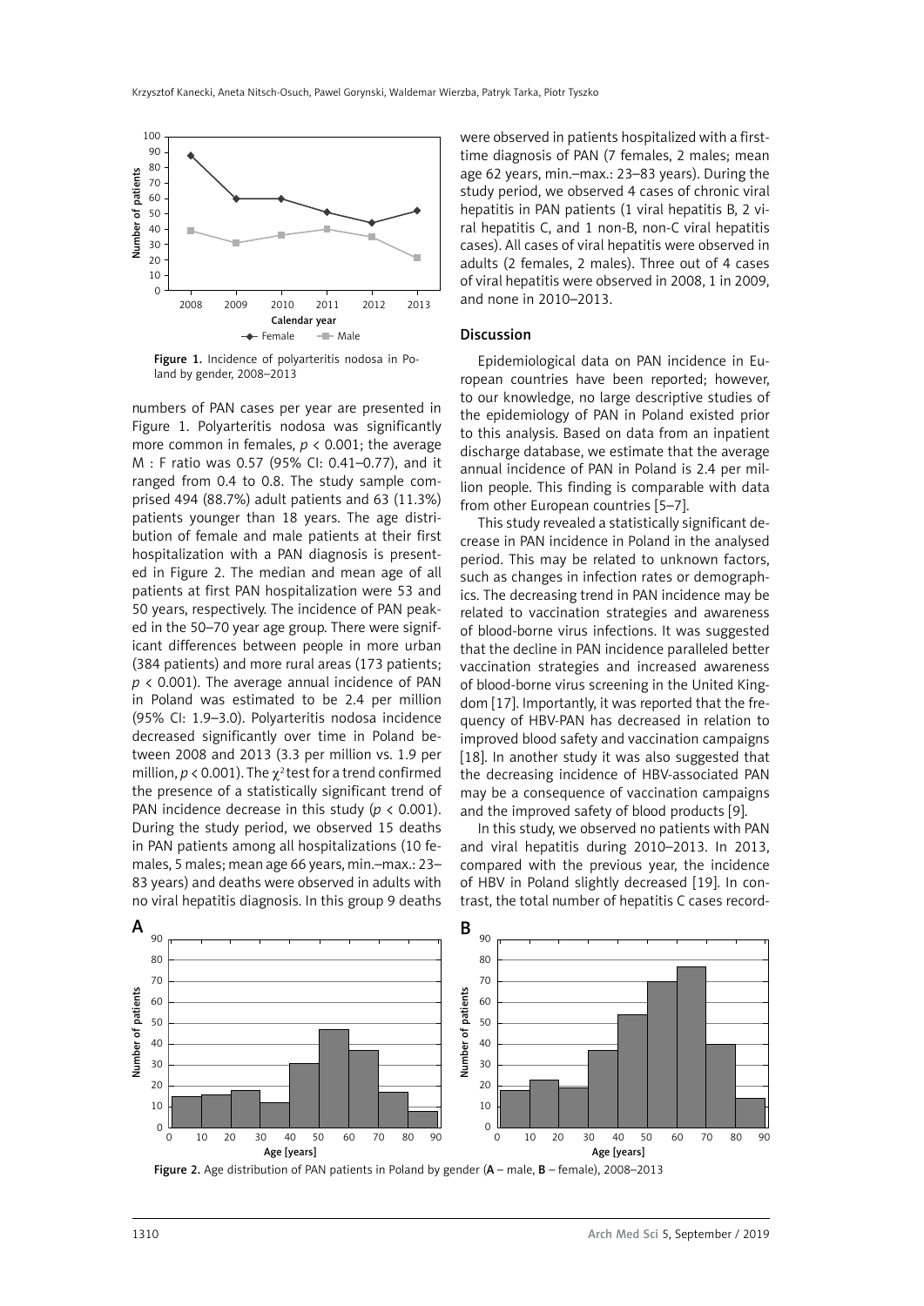Figure 1. Incidence of polyarteritis nodosa in Poland by gender, 2008–2013

numbers of PAN cases per year are presented in Figure 1. Polyarteritis nodosa was significantly more common in females, $p < 0.001$; the average M : F ratio was 0.57 (95% CI: 0.41–0.77), and it ranged from 0.4 to 0.8. The study sample comprised 494 (88.7%) adult patients and 63 (11.3%) patients younger than 18 years. The age distribution of female and male patients at their first hospitalization with a PAN diagnosis is presented in Figure 2. The median and mean age of all patients at first PAN hospitalization were 53 and 50 years, respectively. The incidence of PAN peaked in the 50–70 year age group. There were significant differences between people in more urban (384 patients) and more rural areas (173 patients; $p < 0.001$). The average annual incidence of PAN in Poland was estimated to be 2.4 per million (95% CI: 1.9–3.0). Polyarteritis nodosa incidence decreased significantly over time in Poland between 2008 and 2013 (3.3 per million vs. 1.9 per million, $p < 0.001$). The $\chi^2$ test for a trend confirmed the presence of a statistically significant trend of PAN incidence decrease in this study ($p < 0.001$). During the study period, we observed 15 deaths in PAN patients among all hospitalizations (10 females, 5 males; mean age 66 years, min.–max.: 23–83 years) and deaths were observed in adults with no viral hepatitis diagnosis. In this group 9 deaths were observed in patients hospitalized with a first-time diagnosis of PAN (7 females, 2 males; mean age 62 years, min.–max.: 23–83 years). During the study period, we observed 4 cases of chronic viral hepatitis in PAN patients (1 viral hepatitis B, 2 viral hepatitis C, and 1 non-B, non-C viral hepatitis cases). All cases of viral hepatitis were observed in adults (2 females, 2 males). Three out of 4 cases of viral hepatitis were observed in 2008, 1 in 2009, and none in 2010–2013.

## Discussion

Epidemiological data on PAN incidence in European countries have been reported; however, to our knowledge, no large descriptive studies of the epidemiology of PAN in Poland existed prior to this analysis. Based on data from an inpatient discharge database, we estimate that the average annual incidence of PAN in Poland is 2.4 per million people. This finding is comparable with data from other European countries [5–7].

This study revealed a statistically significant decrease in PAN incidence in Poland in the analysed period. This may be related to unknown factors, such as changes in infection rates or demographics. The decreasing trend in PAN incidence may be related to vaccination strategies and awareness of blood-borne virus infections. It was suggested that the decline in PAN incidence paralleled better vaccination strategies and increased awareness of blood-borne virus screening in the United Kingdom [17]. Importantly, it was reported that the frequency of HBV-PAN has decreased in relation to improved blood safety and vaccination campaigns [18]. In another study it was also suggested that the decreasing incidence of HBV-associated PAN may be a consequence of vaccination campaigns and the improved safety of blood products [9].

In this study, we observed no patients with PAN and viral hepatitis during 2010–2013. In 2013, compared with the previous year, the incidence of HBV in Poland slightly decreased [19]. In contrast, the total number of hepatitis C cases record-

Figure 2. Age distribution of PAN patients in Poland by gender (**A** – male, **B** – female), 2008–2013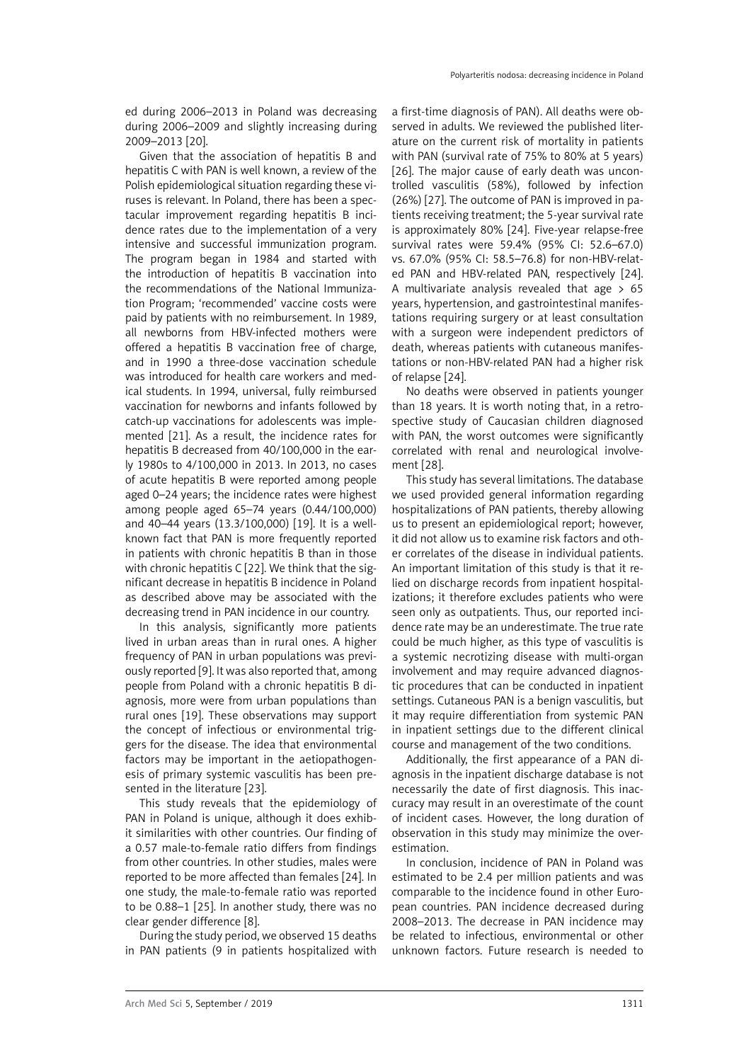ed during 2006–2013 in Poland was decreasing during 2006–2009 and slightly increasing during 2009–2013 [20].

Given that the association of hepatitis B and hepatitis C with PAN is well known, a review of the Polish epidemiological situation regarding these viruses is relevant. In Poland, there has been a spectacular improvement regarding hepatitis B incidence rates due to the implementation of a very intensive and successful immunization program. The program began in 1984 and started with the introduction of hepatitis B vaccination into the recommendations of the National Immunization Program; 'recommended' vaccine costs were paid by patients with no reimbursement. In 1989, all newborns from HBV-infected mothers were offered a hepatitis B vaccination free of charge, and in 1990 a three-dose vaccination schedule was introduced for health care workers and medical students. In 1994, universal, fully reimbursed vaccination for newborns and infants followed by catch-up vaccinations for adolescents was implemented [21]. As a result, the incidence rates for hepatitis B decreased from 40/100,000 in the early 1980s to 4/100,000 in 2013. In 2013, no cases of acute hepatitis B were reported among people aged 0–24 years; the incidence rates were highest among people aged 65–74 years (0.44/100,000) and 40–44 years (13.3/100,000) [19]. It is a well-known fact that PAN is more frequently reported in patients with chronic hepatitis B than in those with chronic hepatitis C [22]. We think that the significant decrease in hepatitis B incidence in Poland as described above may be associated with the decreasing trend in PAN incidence in our country.

In this analysis, significantly more patients lived in urban areas than in rural ones. A higher frequency of PAN in urban populations was previously reported [9]. It was also reported that, among people from Poland with a chronic hepatitis B diagnosis, more were from urban populations than rural ones [19]. These observations may support the concept of infectious or environmental triggers for the disease. The idea that environmental factors may be important in the aetiopathogenesis of primary systemic vasculitis has been presented in the literature [23].

This study reveals that the epidemiology of PAN in Poland is unique, although it does exhibit similarities with other countries. Our finding of a 0.57 male-to-female ratio differs from findings from other countries. In other studies, males were reported to be more affected than females [24]. In one study, the male-to-female ratio was reported to be 0.88–1 [25]. In another study, there was no clear gender difference [8].

During the study period, we observed 15 deaths in PAN patients (9 in patients hospitalized with a first-time diagnosis of PAN). All deaths were observed in adults. We reviewed the published literature on the current risk of mortality in patients with PAN (survival rate of 75% to 80% at 5 years) [26]. The major cause of early death was uncontrolled vasculitis (58%), followed by infection (26%) [27]. The outcome of PAN is improved in patients receiving treatment; the 5-year survival rate is approximately 80% [24]. Five-year relapse-free survival rates were 59.4% (95% CI: 52.6–67.0) vs. 67.0% (95% CI: 58.5–76.8) for non-HBV-related PAN and HBV-related PAN, respectively [24]. A multivariate analysis revealed that age > 65 years, hypertension, and gastrointestinal manifestations requiring surgery or at least consultation with a surgeon were independent predictors of death, whereas patients with cutaneous manifestations or non-HBV-related PAN had a higher risk of relapse [24].

No deaths were observed in patients younger than 18 years. It is worth noting that, in a retrospective study of Caucasian children diagnosed with PAN, the worst outcomes were significantly correlated with renal and neurological involvement [28].

This study has several limitations. The database we used provided general information regarding hospitalizations of PAN patients, thereby allowing us to present an epidemiological report; however, it did not allow us to examine risk factors and other correlates of the disease in individual patients. An important limitation of this study is that it relied on discharge records from inpatient hospitalizations; it therefore excludes patients who were seen only as outpatients. Thus, our reported incidence rate may be an underestimate. The true rate could be much higher, as this type of vasculitis is a systemic necrotizing disease with multi-organ involvement and may require advanced diagnostic procedures that can be conducted in inpatient settings. Cutaneous PAN is a benign vasculitis, but it may require differentiation from systemic PAN in inpatient settings due to the different clinical course and management of the two conditions.

Additionally, the first appearance of a PAN diagnosis in the inpatient discharge database is not necessarily the date of first diagnosis. This inaccuracy may result in an overestimate of the count of incident cases. However, the long duration of observation in this study may minimize the overestimation.

In conclusion, incidence of PAN in Poland was estimated to be 2.4 per million patients and was comparable to the incidence found in other European countries. PAN incidence decreased during 2008–2013. The decrease in PAN incidence may be related to infectious, environmental or other unknown factors. Future research is needed to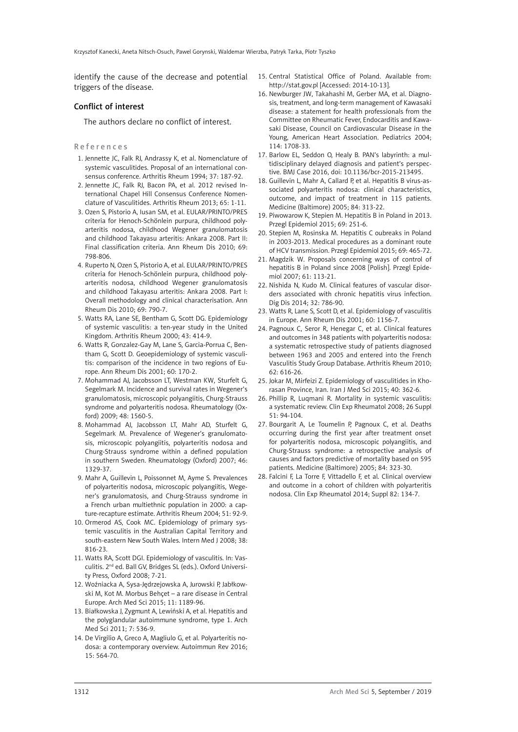identify the cause of the decrease and potential triggers of the disease.

## Conflict of interest

The authors declare no conflict of interest.

## References

1. Jennette JC, Falk RJ, Andrassy K, et al. Nomenclature of systemic vasculitides. Proposal of an international consensus conference. Arthritis Rheum 1994; 37: 187-92.
2. Jennette JC, Falk RJ, Bacon PA, et al. 2012 revised International Chapel Hill Consensus Conference Nomenclature of Vasculitides. Arthritis Rheum 2013; 65: 1-11.
3. Ozen S, Pistorio A, Iusan SM, et al. EULAR/PRINTO/PRES criteria for Henoch-Schönlein purpura, childhood polyarteritis nodosa, childhood Wegener granulomatosis and childhood Takayasu arteritis: Ankara 2008. Part II: Final classification criteria. Ann Rheum Dis 2010; 69: 798-806.
4. Ruperto N, Ozen S, Pistorio A, et al. EULAR/PRINTO/PRES criteria for Henoch-Schönlein purpura, childhood polyarteritis nodosa, childhood Wegener granulomatosis and childhood Takayasu arteritis: Ankara 2008. Part I: Overall methodology and clinical characterisation. Ann Rheum Dis 2010; 69: 790-7.
5. Watts RA, Lane SE, Bentham G, Scott DG. Epidemiology of systemic vasculitis: a ten-year study in the United Kingdom. Arthritis Rheum 2000; 43: 414-9.
6. Watts R, Gonzalez-Gay M, Lane S, Garcia-Porrua C, Bentham G, Scott D. Geoepidemiology of systemic vasculitis: comparison of the incidence in two regions of Europe. Ann Rheum Dis 2001; 60: 170-2.
7. Mohammad AJ, Jacobsson LT, Westman KW, Sturfelt G, Segelmark M. Incidence and survival rates in Wegener's granulomatosis, microscopic polyangiitis, Churg-Strauss syndrome and polyarteritis nodosa. Rheumatology (Oxford) 2009; 48: 1560-5.
8. Mohammad AJ, Jacobsson LT, Mahr AD, Sturfelt G, Segelmark M. Prevalence of Wegener's granulomatosis, microscopic polyangiitis, polyarteritis nodosa and Churg-Strauss syndrome within a defined population in southern Sweden. Rheumatology (Oxford) 2007; 46: 1329-37.
9. Mahr A, Guillevin L, Poissonnet M, Ayme S. Prevalences of polyarteritis nodosa, microscopic polyangiitis, Wegener's granulomatosis, and Churg-Strauss syndrome in a French urban multiethnic population in 2000: a capture-recapture estimate. Arthritis Rheum 2004; 51: 92-9.
10. Ormerod AS, Cook MC. Epidemiology of primary systemic vasculitis in the Australian Capital Territory and south-eastern New South Wales. Intern Med J 2008; 38: 816-23.
11. Watts RA, Scott DGI. Epidemiology of vasculitis. In: Vasculitis. 2nd ed. Ball GV, Bridges SL (eds.). Oxford University Press, Oxford 2008; 7-21.
12. Woźniacka A, Sysa-Jędrzejowska A, Jurowski P, Jabłkowski M, Kot M. Morbus Behçet – a rare disease in Central Europe. Arch Med Sci 2015; 11: 1189-96.
13. Białkowska J, Zygmunt A, Lewiński A, et al. Hepatitis and the polyglandular autoimmune syndrome, type 1. Arch Med Sci 2011; 7: 536-9.
14. De Virgilio A, Greco A, Magliulo G, et al. Polyarteritis nodosa: a contemporary overview. Autoimmun Rev 2016; 15: 564-70.
15. Central Statistical Office of Poland. Available from: http://stat.gov.pl [Accessed: 2014-10-13].
16. Newburger JW, Takahashi M, Gerber MA, et al. Diagnosis, treatment, and long-term management of Kawasaki disease: a statement for health professionals from the Committee on Rheumatic Fever, Endocarditis and Kawasaki Disease, Council on Cardiovascular Disease in the Young, American Heart Association. Pediatrics 2004; 114: 1708-33.
17. Barlow EL, Seddon O, Healy B. PAN's labyrinth: a multidisciplinary delayed diagnosis and patient's perspective. BMJ Case 2016, doi: 10.1136/bcr-2015-213495.
18. Guillevin L, Mahr A, Callard P, et al. Hepatitis B virus-associated polyarteritis nodosa: clinical characteristics, outcome, and impact of treatment in 115 patients. Medicine (Baltimore) 2005; 84: 313-22.
19. Piwowarow K, Stepien M. Hepatitis B in Poland in 2013. Przegl Epidemiol 2015; 69: 251-6.
20. Stepien M, Rosinska M. Hepatitis C oubreaks in Poland in 2003-2013. Medical procedures as a dominant route of HCV transmission. Przegl Epidemiol 2015; 69: 465-72.
21. Magdzik W. Proposals concerning ways of control of hepatitis B in Poland since 2008 [Polish]. Przegl Epidemiol 2007; 61: 113-21.
22. Nishida N, Kudo M. Clinical features of vascular disorders associated with chronic hepatitis virus infection. Dig Dis 2014; 32: 786-90.
23. Watts R, Lane S, Scott D, et al. Epidemiology of vasculitis in Europe. Ann Rheum Dis 2001; 60: 1156-7.
24. Pagnoux C, Seror R, Henegar C, et al. Clinical features and outcomes in 348 patients with polyarteritis nodosa: a systematic retrospective study of patients diagnosed between 1963 and 2005 and entered into the French Vasculitis Study Group Database. Arthritis Rheum 2010; 62: 616-26.
25. Jokar M, Mirfeizi Z. Epidemiology of vasculitides in Khorasan Province, Iran. Iran J Med Sci 2015; 40: 362-6.
26. Phillip R, Luqmani R. Mortality in systemic vasculitis: a systematic review. Clin Exp Rheumatol 2008; 26 Suppl 51: 94-104.
27. Bourgarit A, Le Toumelin P, Pagnoux C, et al. Deaths occurring during the first year after treatment onset for polyarteritis nodosa, microscopic polyangiitis, and Churg-Strauss syndrome: a retrospective analysis of causes and factors predictive of mortality based on 595 patients. Medicine (Baltimore) 2005; 84: 323-30.
28. Falcini F, La Torre F, Vittadello F, et al. Clinical overview and outcome in a cohort of children with polyarteritis nodosa. Clin Exp Rheumatol 2014; Suppl 82: 134-7.